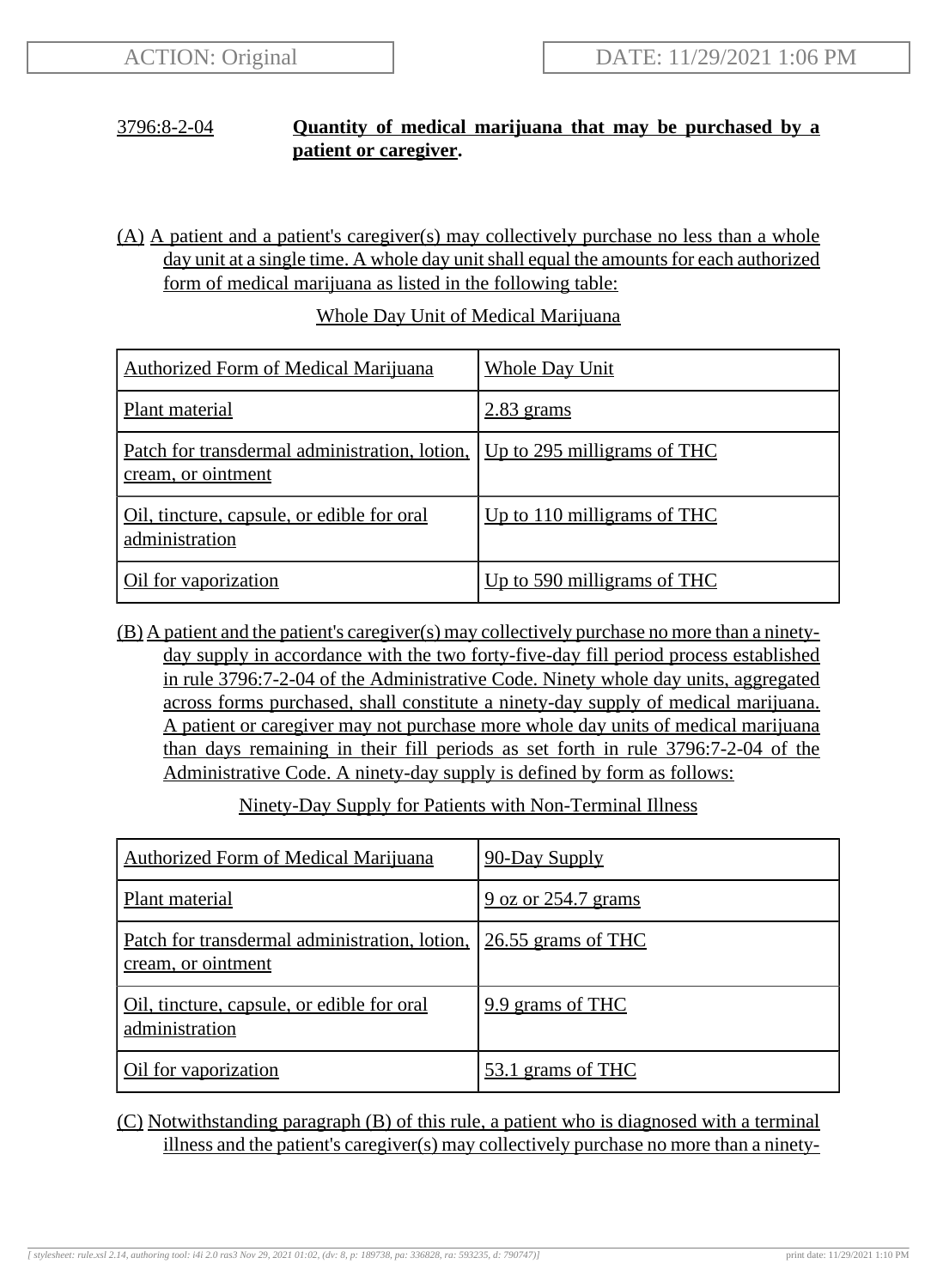ACTION: Original

DATE: 11/29/2021 1:06 PM

## 3796:8-2-04 **Quantity of medical marijuana that may be purchased by a patient or caregiver.**

(A) A patient and a patient's caregiver(s) may collectively purchase no less than a whole day unit at a single time. A whole day unit shall equal the amounts for each authorized form of medical marijuana as listed in the following table:

Whole Day Unit of Medical Marijuana

| Authorized Form of Medical Marijuana | Whole Day Unit |
| --- | --- |
| Plant material | 2.83 grams |
| Patch for transdermal administration, lotion, cream, or ointment | Up to 295 milligrams of THC |
| Oil, tincture, capsule, or edible for oral administration | Up to 110 milligrams of THC |
| Oil for vaporization | Up to 590 milligrams of THC |

(B) A patient and the patient's caregiver(s) may collectively purchase no more than a ninety-day supply in accordance with the two forty-five-day fill period process established in rule 3796:7-2-04 of the Administrative Code. Ninety whole day units, aggregated across forms purchased, shall constitute a ninety-day supply of medical marijuana. A patient or caregiver may not purchase more whole day units of medical marijuana than days remaining in their fill periods as set forth in rule 3796:7-2-04 of the Administrative Code. A ninety-day supply is defined by form as follows:

Ninety-Day Supply for Patients with Non-Terminal Illness

| Authorized Form of Medical Marijuana | 90-Day Supply |
| --- | --- |
| Plant material | 9 oz or 254.7 grams |
| Patch for transdermal administration, lotion, cream, or ointment | 26.55 grams of THC |
| Oil, tincture, capsule, or edible for oral administration | 9.9 grams of THC |
| Oil for vaporization | 53.1 grams of THC |

(C) Notwithstanding paragraph (B) of this rule, a patient who is diagnosed with a terminal illness and the patient's caregiver(s) may collectively purchase no more than a ninety-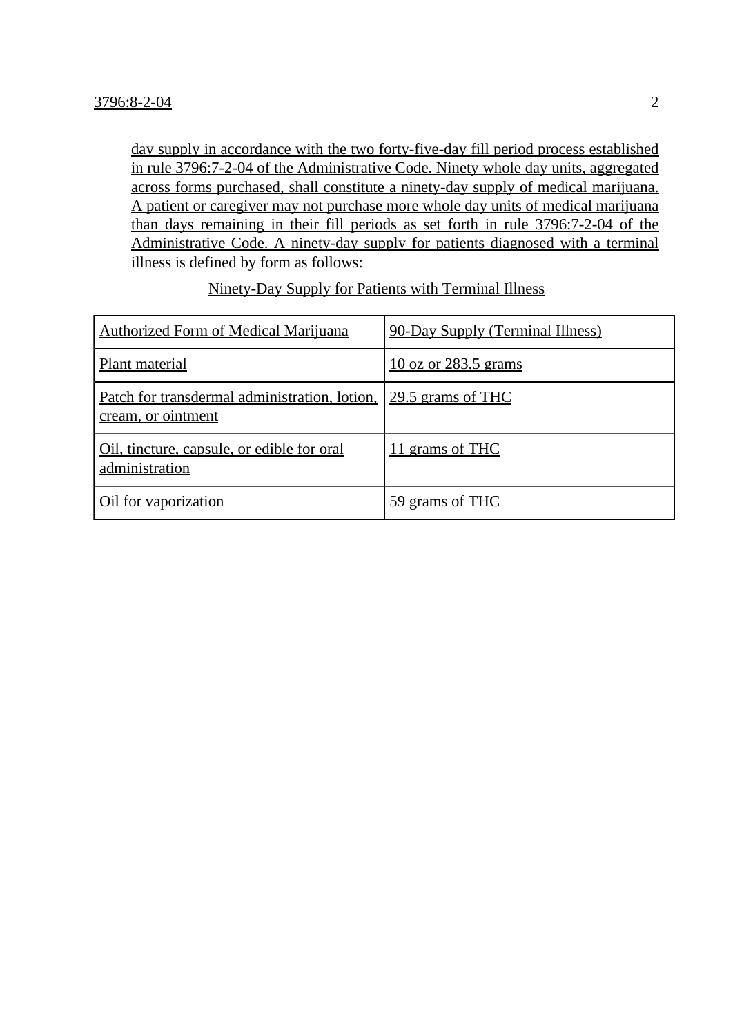day supply in accordance with the two forty-five-day fill period process established in rule 3796:7-2-04 of the Administrative Code. Ninety whole day units, aggregated across forms purchased, shall constitute a ninety-day supply of medical marijuana. A patient or caregiver may not purchase more whole day units of medical marijuana than days remaining in their fill periods as set forth in rule 3796:7-2-04 of the Administrative Code. A ninety-day supply for patients diagnosed with a terminal illness is defined by form as follows:

Ninety-Day Supply for Patients with Terminal Illness

| Authorized Form of Medical Marijuana | 90-Day Supply (Terminal Illness) |
|---|---|
| Plant material | 10 oz or 283.5 grams |
| Patch for transdermal administration, lotion, cream, or ointment | 29.5 grams of THC |
| Oil, tincture, capsule, or edible for oral administration | 11 grams of THC |
| Oil for vaporization | 59 grams of THC |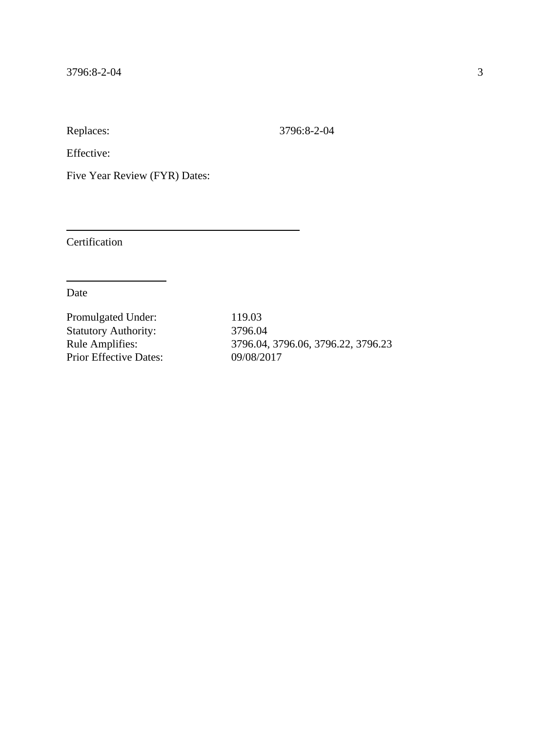Replaces: 3796:8-2-04

Effective:

Five Year Review (FYR) Dates:

\_\_\_\_\_\_\_\_\_\_\_\_\_\_\_\_\_\_\_\_\_\_\_\_\_\_\_\_\_\_\_\_\_\_\_\_\_\_\_

Certification

\_\_\_\_\_\_\_\_\_\_\_\_\_\_\_\_

Date

| | |
|---|---|
| Promulgated Under: | 119.03 |
| Statutory Authority: | 3796.04 |
| Rule Amplifies: | 3796.04, 3796.06, 3796.22, 3796.23 |
| Prior Effective Dates: | 09/08/2017 |